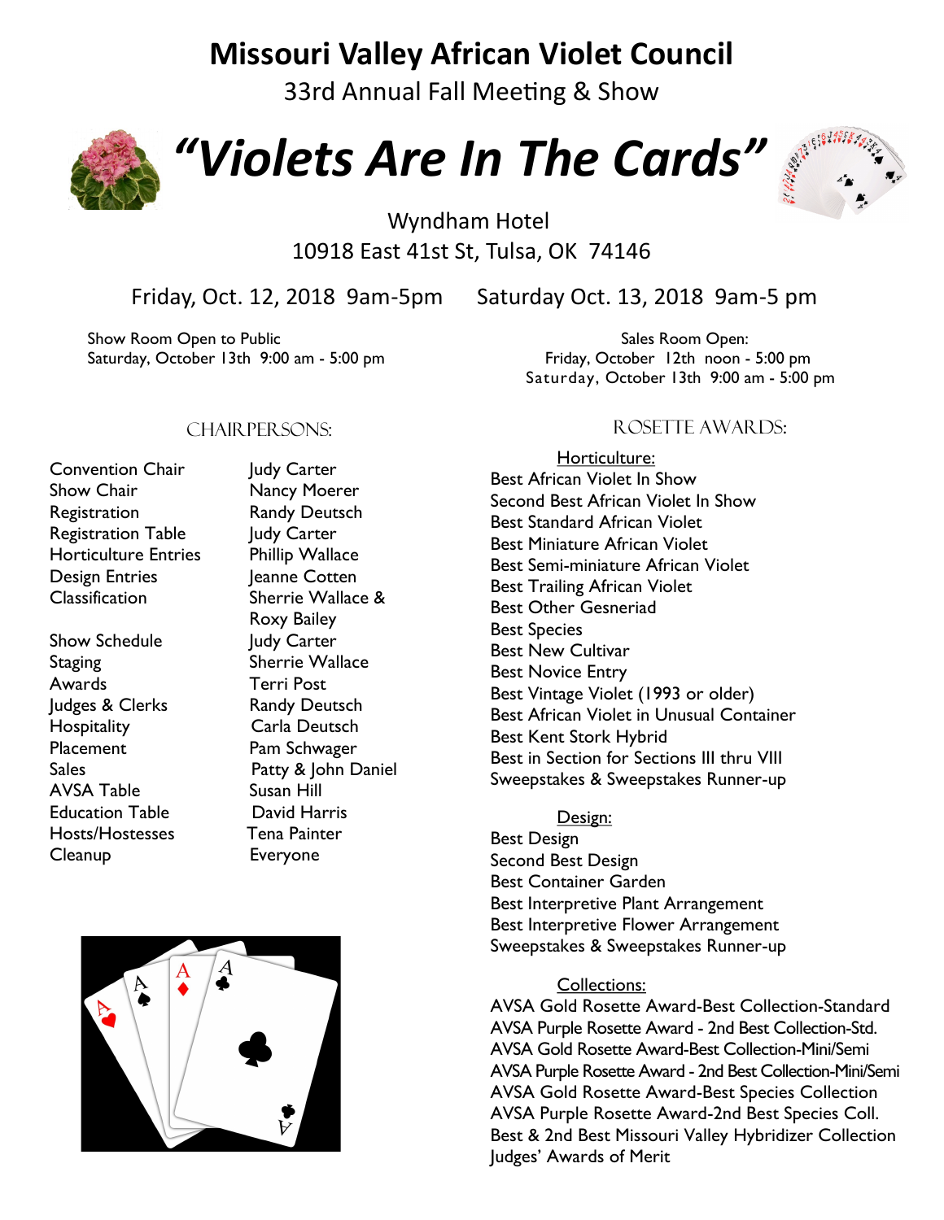# Missouri Valley African Violet Council

33rd Annual Fall Meeting & Show

# *"Violets Are In The Cards"*

Wyndham Hotel
10918 East 41st St, Tulsa, OK 74146

Friday, Oct. 12, 2018 9am-5pm    Saturday Oct. 13, 2018 9am-5 pm

Show Room Open to Public
Saturday, October 13th 9:00 am - 5:00 pm

Sales Room Open:
Friday, October 12th noon - 5:00 pm
Saturday, October 13th 9:00 am - 5:00 pm

## Chairpersons:

| | |
|---|---|
| Convention Chair | Judy Carter |
| Show Chair | Nancy Moerer |
| Registration | Randy Deutsch |
| Registration Table | Judy Carter |
| Horticulture Entries | Phillip Wallace |
| Design Entries | Jeanne Cotten |
| Classification | Sherrie Wallace & Roxy Bailey |
| Show Schedule | Judy Carter |
| Staging | Sherrie Wallace |
| Awards | Terri Post |
| Judges & Clerks | Randy Deutsch |
| Hospitality | Carla Deutsch |
| Placement | Pam Schwager |
| Sales | Patty & John Daniel |
| AVSA Table | Susan Hill |
| Education Table | David Harris |
| Hosts/Hostesses | Tena Painter |
| Cleanup | Everyone |

## Rosette Awards:

### Horticulture:

- Best African Violet In Show
- Second Best African Violet In Show
- Best Standard African Violet
- Best Miniature African Violet
- Best Semi-miniature African Violet
- Best Trailing African Violet
- Best Other Gesneriad
- Best Species
- Best New Cultivar
- Best Novice Entry
- Best Vintage Violet (1993 or older)
- Best African Violet in Unusual Container
- Best Kent Stork Hybrid
- Best in Section for Sections III thru VIII
- Sweepstakes & Sweepstakes Runner-up

### Design:

- Best Design
- Second Best Design
- Best Container Garden
- Best Interpretive Plant Arrangement
- Best Interpretive Flower Arrangement
- Sweepstakes & Sweepstakes Runner-up

### Collections:

- AVSA Gold Rosette Award-Best Collection-Standard
- AVSA Purple Rosette Award - 2nd Best Collection-Std.
- AVSA Gold Rosette Award-Best Collection-Mini/Semi
- AVSA Purple Rosette Award - 2nd Best Collection-Mini/Semi
- AVSA Gold Rosette Award-Best Species Collection
- AVSA Purple Rosette Award-2nd Best Species Coll.
- Best & 2nd Best Missouri Valley Hybridizer Collection
- Judges' Awards of Merit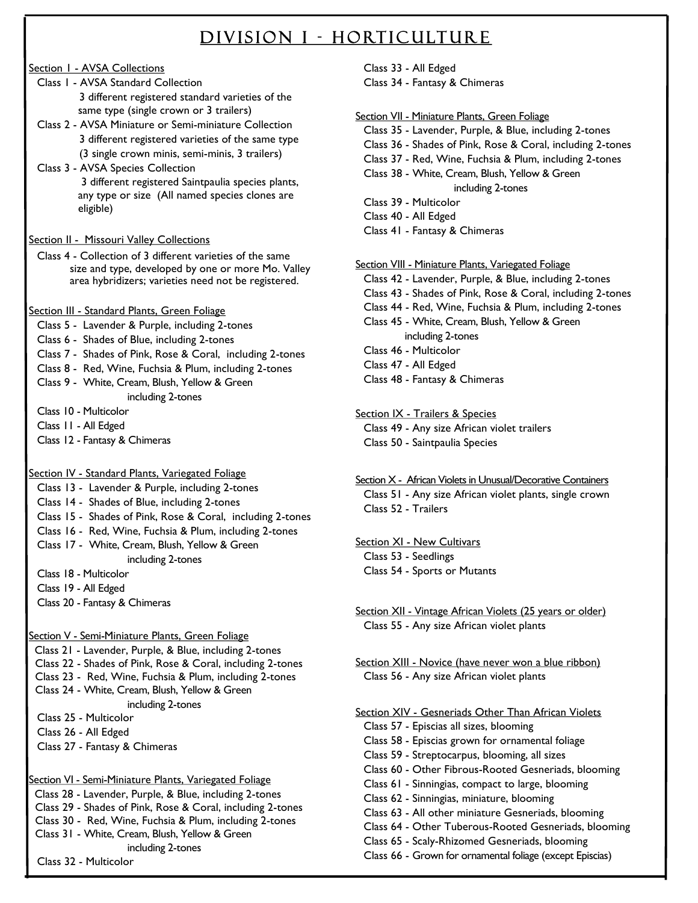# DIVISION I - HORTICULTURE

Section I - AVSA Collections

- Class 1 - AVSA Standard Collection
  3 different registered standard varieties of the same type (single crown or 3 trailers)
- Class 2 - AVSA Miniature or Semi-miniature Collection
  3 different registered varieties of the same type (3 single crown minis, semi-minis, 3 trailers)
- Class 3 - AVSA Species Collection
  3 different registered Saintpaulia species plants, any type or size (All named species clones are eligible)

Section II - Missouri Valley Collections

- Class 4 - Collection of 3 different varieties of the same size and type, developed by one or more Mo. Valley area hybridizers; varieties need not be registered.

Section III - Standard Plants, Green Foliage

- Class 5 - Lavender & Purple, including 2-tones
- Class 6 - Shades of Blue, including 2-tones
- Class 7 - Shades of Pink, Rose & Coral, including 2-tones
- Class 8 - Red, Wine, Fuchsia & Plum, including 2-tones
- Class 9 - White, Cream, Blush, Yellow & Green including 2-tones
- Class 10 - Multicolor
- Class 11 - All Edged
- Class 12 - Fantasy & Chimeras

Section IV - Standard Plants, Variegated Foliage

- Class 13 - Lavender & Purple, including 2-tones
- Class 14 - Shades of Blue, including 2-tones
- Class 15 - Shades of Pink, Rose & Coral, including 2-tones
- Class 16 - Red, Wine, Fuchsia & Plum, including 2-tones
- Class 17 - White, Cream, Blush, Yellow & Green including 2-tones
- Class 18 - Multicolor
- Class 19 - All Edged
- Class 20 - Fantasy & Chimeras

Section V - Semi-Miniature Plants, Green Foliage

- Class 21 - Lavender, Purple, & Blue, including 2-tones
- Class 22 - Shades of Pink, Rose & Coral, including 2-tones
- Class 23 - Red, Wine, Fuchsia & Plum, including 2-tones
- Class 24 - White, Cream, Blush, Yellow & Green including 2-tones
- Class 25 - Multicolor
- Class 26 - All Edged
- Class 27 - Fantasy & Chimeras

Section VI - Semi-Miniature Plants, Variegated Foliage

- Class 28 - Lavender, Purple, & Blue, including 2-tones
- Class 29 - Shades of Pink, Rose & Coral, including 2-tones
- Class 30 - Red, Wine, Fuchsia & Plum, including 2-tones
- Class 31 - White, Cream, Blush, Yellow & Green including 2-tones
- Class 32 - Multicolor
- Class 33 - All Edged
- Class 34 - Fantasy & Chimeras

Section VII - Miniature Plants, Green Foliage

- Class 35 - Lavender, Purple, & Blue, including 2-tones
- Class 36 - Shades of Pink, Rose & Coral, including 2-tones
- Class 37 - Red, Wine, Fuchsia & Plum, including 2-tones
- Class 38 - White, Cream, Blush, Yellow & Green including 2-tones
- Class 39 - Multicolor
- Class 40 - All Edged
- Class 41 - Fantasy & Chimeras

Section VIII - Miniature Plants, Variegated Foliage

- Class 42 - Lavender, Purple, & Blue, including 2-tones
- Class 43 - Shades of Pink, Rose & Coral, including 2-tones
- Class 44 - Red, Wine, Fuchsia & Plum, including 2-tones
- Class 45 - White, Cream, Blush, Yellow & Green including 2-tones
- Class 46 - Multicolor
- Class 47 - All Edged
- Class 48 - Fantasy & Chimeras

Section IX - Trailers & Species

- Class 49 - Any size African violet trailers
- Class 50 - Saintpaulia Species

Section X - African Violets in Unusual/Decorative Containers

- Class 51 - Any size African violet plants, single crown
- Class 52 - Trailers

Section XI - New Cultivars

- Class 53 - Seedlings
- Class 54 - Sports or Mutants

Section XII - Vintage African Violets (25 years or older)

- Class 55 - Any size African violet plants

Section XIII - Novice (have never won a blue ribbon)

- Class 56 - Any size African violet plants

Section XIV - Gesneriads Other Than African Violets

- Class 57 - Episcias all sizes, blooming
- Class 58 - Episcias grown for ornamental foliage
- Class 59 - Streptocarpus, blooming, all sizes
- Class 60 - Other Fibrous-Rooted Gesneriads, blooming
- Class 61 - Sinningias, compact to large, blooming
- Class 62 - Sinningias, miniature, blooming
- Class 63 - All other miniature Gesneriads, blooming
- Class 64 - Other Tuberous-Rooted Gesneriads, blooming
- Class 65 - Scaly-Rhizomed Gesneriads, blooming
- Class 66 - Grown for ornamental foliage (except Episcias)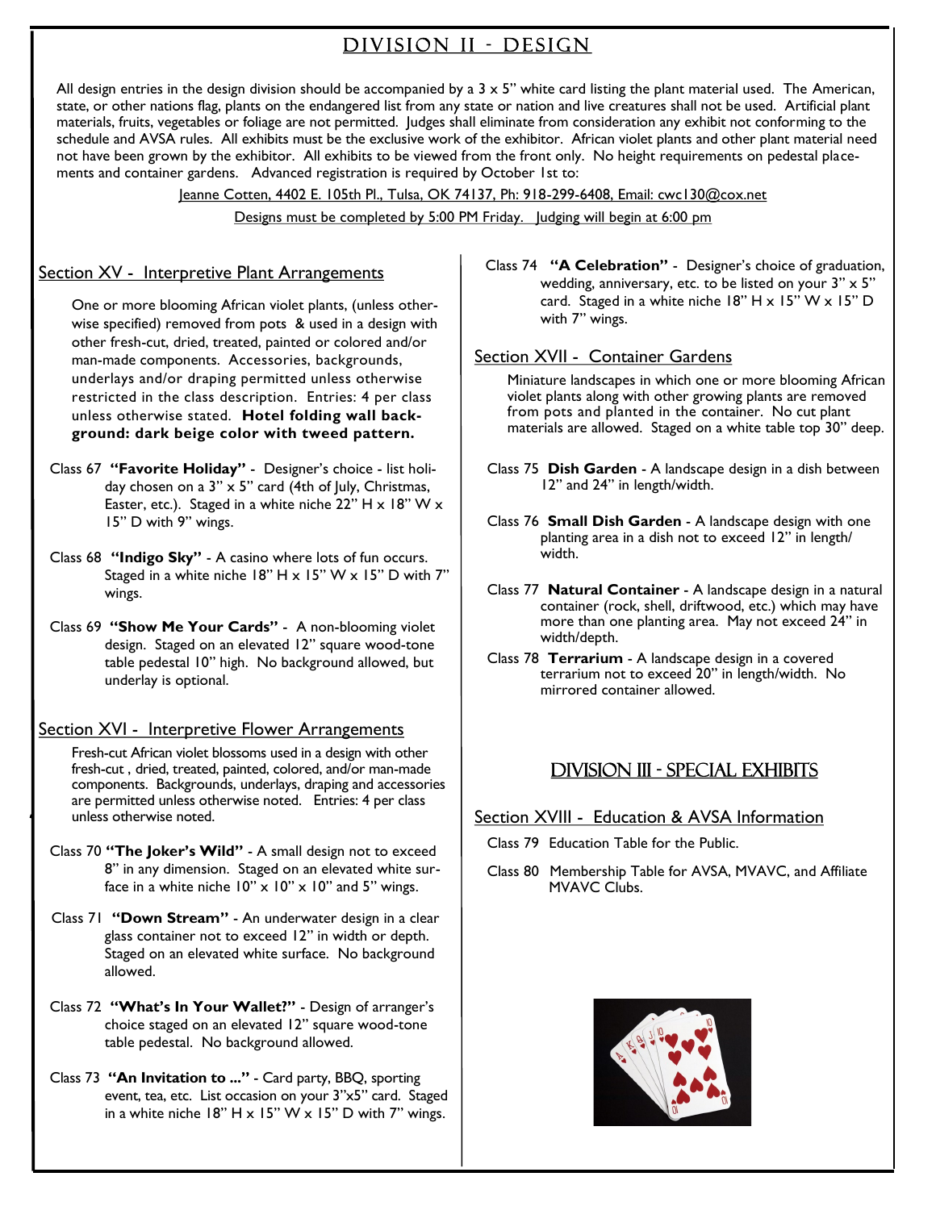# DIVISION II - DESIGN

All design entries in the design division should be accompanied by a 3 x 5" white card listing the plant material used. The American, state, or other nations flag, plants on the endangered list from any state or nation and live creatures shall not be used. Artificial plant materials, fruits, vegetables or foliage are not permitted. Judges shall eliminate from consideration any exhibit not conforming to the schedule and AVSA rules. All exhibits must be the exclusive work of the exhibitor. African violet plants and other plant material need not have been grown by the exhibitor. All exhibits to be viewed from the front only. No height requirements on pedestal placements and container gardens. Advanced registration is required by October 1st to:

Jeanne Cotten, 4402 E. 105th Pl., Tulsa, OK 74137, Ph: 918-299-6408, Email: cwc130@cox.net

Designs must be completed by 5:00 PM Friday. Judging will begin at 6:00 pm

## Section XV - Interpretive Plant Arrangements

One or more blooming African violet plants, (unless otherwise specified) removed from pots & used in a design with other fresh-cut, dried, treated, painted or colored and/or man-made components. Accessories, backgrounds, underlays and/or draping permitted unless otherwise restricted in the class description. Entries: 4 per class unless otherwise stated. **Hotel folding wall background: dark beige color with tweed pattern.**

Class 67 **"Favorite Holiday"** - Designer's choice - list holiday chosen on a 3" x 5" card (4th of July, Christmas, Easter, etc.). Staged in a white niche 22" H x 18" W x 15" D with 9" wings.

Class 68 **"Indigo Sky"** - A casino where lots of fun occurs. Staged in a white niche 18" H x 15" W x 15" D with 7" wings.

Class 69 **"Show Me Your Cards"** - A non-blooming violet design. Staged on an elevated 12" square wood-tone table pedestal 10" high. No background allowed, but underlay is optional.

## Section XVI - Interpretive Flower Arrangements

Fresh-cut African violet blossoms used in a design with other fresh-cut , dried, treated, painted, colored, and/or man-made components. Backgrounds, underlays, draping and accessories are permitted unless otherwise noted. Entries: 4 per class unless otherwise noted.

Class 70 **"The Joker's Wild"** - A small design not to exceed 8" in any dimension. Staged on an elevated white surface in a white niche 10" x 10" x 10" and 5" wings.

Class 71 **"Down Stream"** - An underwater design in a clear glass container not to exceed 12" in width or depth. Staged on an elevated white surface. No background allowed.

Class 72 **"What's In Your Wallet?"** - Design of arranger's choice staged on an elevated 12" square wood-tone table pedestal. No background allowed.

Class 73 **"An Invitation to ..."** - Card party, BBQ, sporting event, tea, etc. List occasion on your 3"x5" card. Staged in a white niche 18" H x 15" W x 15" D with 7" wings.

Class 74 **"A Celebration"** - Designer's choice of graduation, wedding, anniversary, etc. to be listed on your 3" x 5" card. Staged in a white niche 18" H x 15" W x 15" D with 7" wings.

## Section XVII - Container Gardens

Miniature landscapes in which one or more blooming African violet plants along with other growing plants are removed from pots and planted in the container. No cut plant materials are allowed. Staged on a white table top 30" deep.

Class 75 **Dish Garden** - A landscape design in a dish between 12" and 24" in length/width.

Class 76 **Small Dish Garden** - A landscape design with one planting area in a dish not to exceed 12" in length/width.

Class 77 **Natural Container** - A landscape design in a natural container (rock, shell, driftwood, etc.) which may have more than one planting area. May not exceed 24" in width/depth.

Class 78 **Terrarium** - A landscape design in a covered terrarium not to exceed 20" in length/width. No mirrored container allowed.

# DIVISION III - SPECIAL EXHIBITS

## Section XVIII - Education & AVSA Information

Class 79 Education Table for the Public.

Class 80 Membership Table for AVSA, MVAVC, and Affiliate MVAVC Clubs.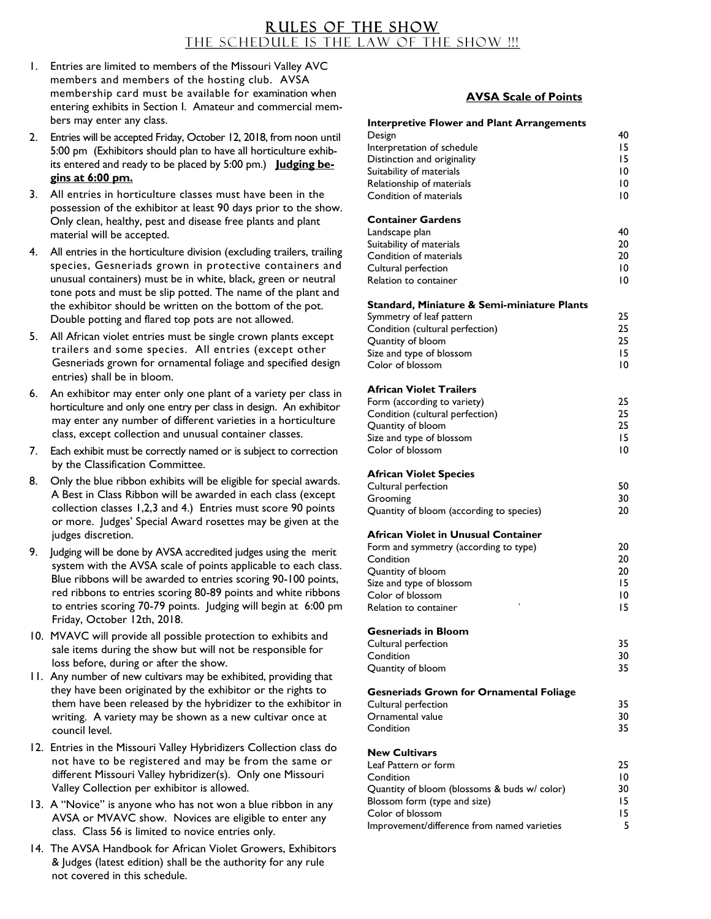# Rules of the Show

## The Schedule is the Law of the Show !!!

1. Entries are limited to members of the Missouri Valley AVC members and members of the hosting club. AVSA membership card must be available for examination when entering exhibits in Section I. Amateur and commercial members may enter any class.
2. Entries will be accepted Friday, October 12, 2018, from noon until 5:00 pm (Exhibitors should plan to have all horticulture exhibits entered and ready to be placed by 5:00 pm.) **Judging begins at 6:00 pm.**
3. All entries in horticulture classes must have been in the possession of the exhibitor at least 90 days prior to the show. Only clean, healthy, pest and disease free plants and plant material will be accepted.
4. All entries in the horticulture division (excluding trailers, trailing species, Gesneriads grown in protective containers and unusual containers) must be in white, black, green or neutral tone pots and must be slip potted. The name of the plant and the exhibitor should be written on the bottom of the pot. Double potting and flared top pots are not allowed.
5. All African violet entries must be single crown plants except trailers and some species. All entries (except other Gesneriads grown for ornamental foliage and specified design entries) shall be in bloom.
6. An exhibitor may enter only one plant of a variety per class in horticulture and only one entry per class in design. An exhibitor may enter any number of different varieties in a horticulture class, except collection and unusual container classes.
7. Each exhibit must be correctly named or is subject to correction by the Classification Committee.
8. Only the blue ribbon exhibits will be eligible for special awards. A Best in Class Ribbon will be awarded in each class (except collection classes 1,2,3 and 4.) Entries must score 90 points or more. Judges' Special Award rosettes may be given at the judges discretion.
9. Judging will be done by AVSA accredited judges using the merit system with the AVSA scale of points applicable to each class. Blue ribbons will be awarded to entries scoring 90-100 points, red ribbons to entries scoring 80-89 points and white ribbons to entries scoring 70-79 points. Judging will begin at 6:00 pm Friday, October 12th, 2018.
10. MVAVC will provide all possible protection to exhibits and sale items during the show but will not be responsible for loss before, during or after the show.
11. Any number of new cultivars may be exhibited, providing that they have been originated by the exhibitor or the rights to them have been released by the hybridizer to the exhibitor in writing. A variety may be shown as a new cultivar once at council level.
12. Entries in the Missouri Valley Hybridizers Collection class do not have to be registered and may be from the same or different Missouri Valley hybridizer(s). Only one Missouri Valley Collection per exhibitor is allowed.
13. A "Novice" is anyone who has not won a blue ribbon in any AVSA or MVAVC show. Novices are eligible to enter any class. Class 56 is limited to novice entries only.
14. The AVSA Handbook for African Violet Growers, Exhibitors & Judges (latest edition) shall be the authority for any rule not covered in this schedule.

### AVSA Scale of Points

| | |
|---|---|
| **Interpretive Flower and Plant Arrangements** | |
| Design | 40 |
| Interpretation of schedule | 15 |
| Distinction and originality | 15 |
| Suitability of materials | 10 |
| Relationship of materials | 10 |
| Condition of materials | 10 |
| **Container Gardens** | |
| Landscape plan | 40 |
| Suitability of materials | 20 |
| Condition of materials | 20 |
| Cultural perfection | 10 |
| Relation to container | 10 |
| **Standard, Miniature & Semi-miniature Plants** | |
| Symmetry of leaf pattern | 25 |
| Condition (cultural perfection) | 25 |
| Quantity of bloom | 25 |
| Size and type of blossom | 15 |
| Color of blossom | 10 |
| **African Violet Trailers** | |
| Form (according to variety) | 25 |
| Condition (cultural perfection) | 25 |
| Quantity of bloom | 25 |
| Size and type of blossom | 15 |
| Color of blossom | 10 |
| **African Violet Species** | |
| Cultural perfection | 50 |
| Grooming | 30 |
| Quantity of bloom (according to species) | 20 |
| **African Violet in Unusual Container** | |
| Form and symmetry (according to type) | 20 |
| Condition | 20 |
| Quantity of bloom | 20 |
| Size and type of blossom | 15 |
| Color of blossom | 10 |
| Relation to container | 15 |
| **Gesneriads in Bloom** | |
| Cultural perfection | 35 |
| Condition | 30 |
| Quantity of bloom | 35 |
| **Gesneriads Grown for Ornamental Foliage** | |
| Cultural perfection | 35 |
| Ornamental value | 30 |
| Condition | 35 |
| **New Cultivars** | |
| Leaf Pattern or form | 25 |
| Condition | 10 |
| Quantity of bloom (blossoms & buds w/ color) | 30 |
| Blossom form (type and size) | 15 |
| Color of blossom | 15 |
| Improvement/difference from named varieties | 5 |